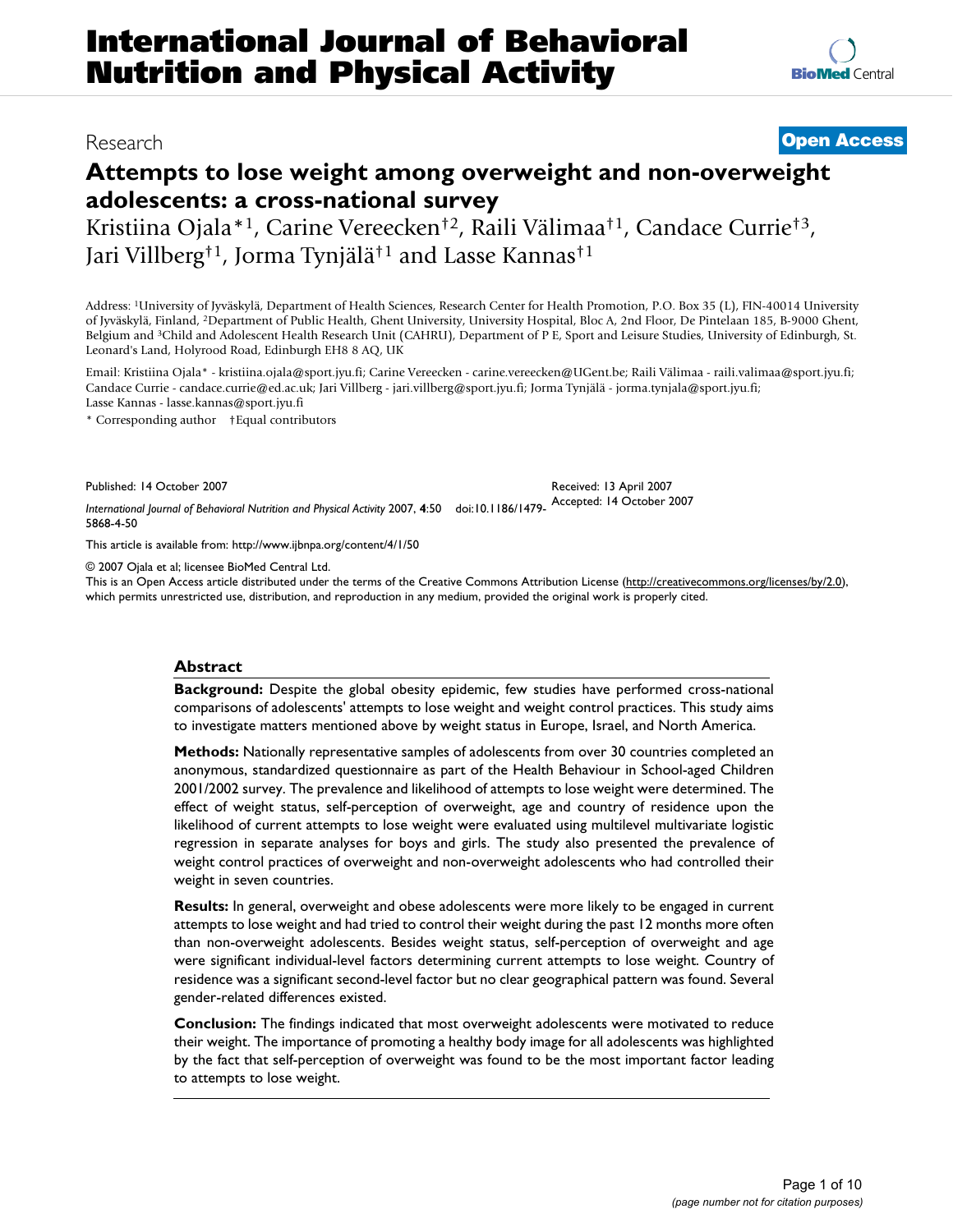# Attempts to lose weight among overweight and non-overweight adolescents: a cross-national survey

Research · Open Access

Kristiina Ojala*[1], Carine Vereecken†[2], Raili Välimaa†[1], Candace Currie†[3], Jari Villberg†[1], Jorma Tynjälä†[1] and Lasse Kannas†[1]

Address: [1]University of Jyväskylä, Department of Health Sciences, Research Center for Health Promotion, P.O. Box 35 (L), FIN-40014 University of Jyväskylä, Finland, [2]Department of Public Health, Ghent University, University Hospital, Bloc A, 2nd Floor, De Pintelaan 185, B-9000 Ghent, Belgium and [3]Child and Adolescent Health Research Unit (CAHRU), Department of P E, Sport and Leisure Studies, University of Edinburgh, St. Leonard's Land, Holyrood Road, Edinburgh EH8 8 AQ, UK

Email: Kristiina Ojala* - kristiina.ojala@sport.jyu.fi; Carine Vereecken - carine.vereecken@UGent.be; Raili Välimaa - raili.valimaa@sport.jyu.fi; Candace Currie - candace.currie@ed.ac.uk; Jari Villberg - jari.villberg@sport.jyu.fi; Jorma Tynjälä - jorma.tynjala@sport.jyu.fi; Lasse Kannas - lasse.kannas@sport.jyu.fi

\* Corresponding author †Equal contributors

Published: 14 October 2007

*International Journal of Behavioral Nutrition and Physical Activity* 2007, **4**:50 doi:10.1186/1479-5868-4-50

Received: 13 April 2007
Accepted: 14 October 2007

This article is available from: http://www.ijbnpa.org/content/4/1/50

© 2007 Ojala et al; licensee BioMed Central Ltd.
This is an Open Access article distributed under the terms of the Creative Commons Attribution License (http://creativecommons.org/licenses/by/2.0), which permits unrestricted use, distribution, and reproduction in any medium, provided the original work is properly cited.

## Abstract

**Background:** Despite the global obesity epidemic, few studies have performed cross-national comparisons of adolescents' attempts to lose weight and weight control practices. This study aims to investigate matters mentioned above by weight status in Europe, Israel, and North America.

**Methods:** Nationally representative samples of adolescents from over 30 countries completed an anonymous, standardized questionnaire as part of the Health Behaviour in School-aged Children 2001/2002 survey. The prevalence and likelihood of attempts to lose weight were determined. The effect of weight status, self-perception of overweight, age and country of residence upon the likelihood of current attempts to lose weight were evaluated using multilevel multivariate logistic regression in separate analyses for boys and girls. The study also presented the prevalence of weight control practices of overweight and non-overweight adolescents who had controlled their weight in seven countries.

**Results:** In general, overweight and obese adolescents were more likely to be engaged in current attempts to lose weight and had tried to control their weight during the past 12 months more often than non-overweight adolescents. Besides weight status, self-perception of overweight and age were significant individual-level factors determining current attempts to lose weight. Country of residence was a significant second-level factor but no clear geographical pattern was found. Several gender-related differences existed.

**Conclusion:** The findings indicated that most overweight adolescents were motivated to reduce their weight. The importance of promoting a healthy body image for all adolescents was highlighted by the fact that self-perception of overweight was found to be the most important factor leading to attempts to lose weight.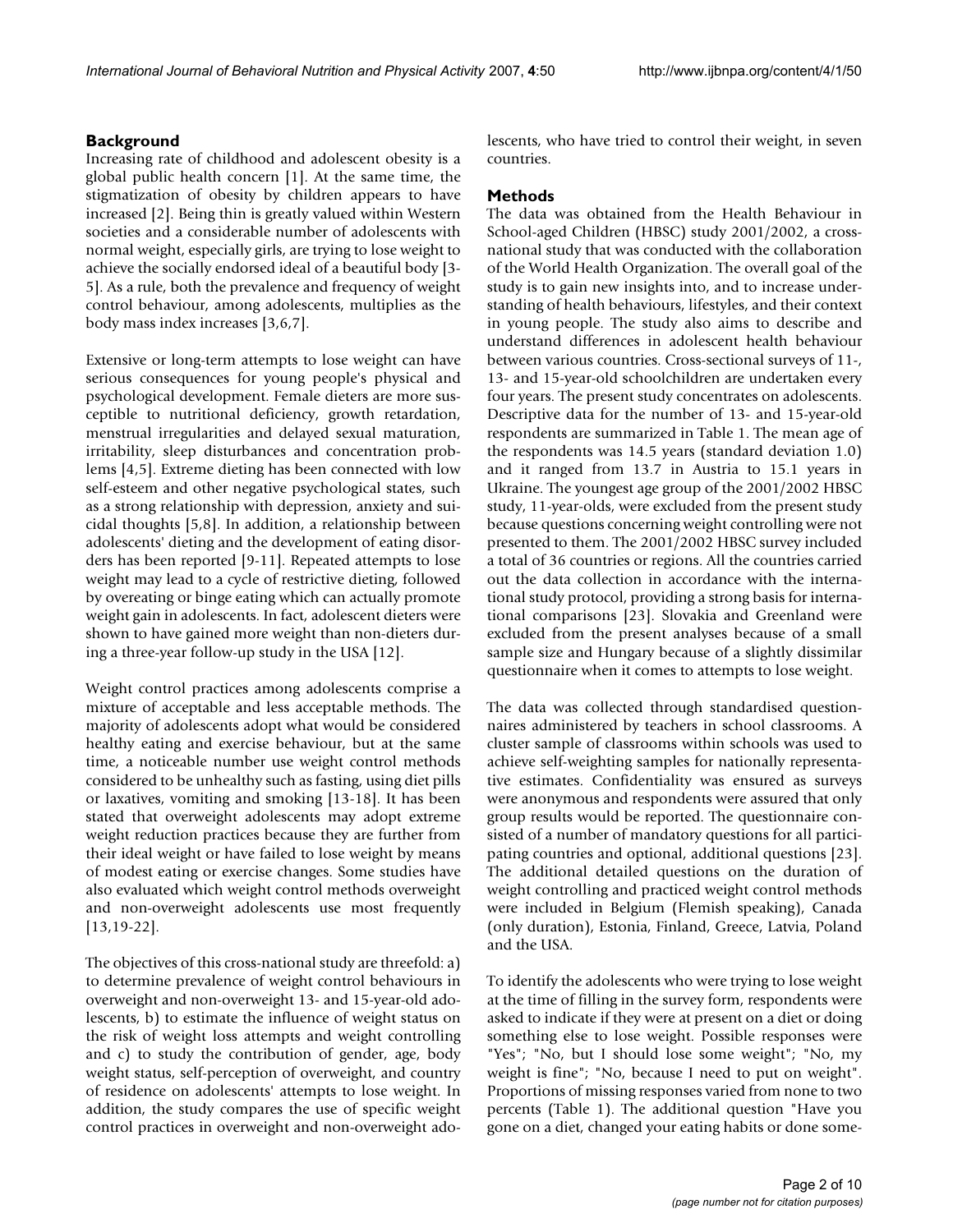## Background

Increasing rate of childhood and adolescent obesity is a global public health concern [1]. At the same time, the stigmatization of obesity by children appears to have increased [2]. Being thin is greatly valued within Western societies and a considerable number of adolescents with normal weight, especially girls, are trying to lose weight to achieve the socially endorsed ideal of a beautiful body [3-5]. As a rule, both the prevalence and frequency of weight control behaviour, among adolescents, multiplies as the body mass index increases [3,6,7].

Extensive or long-term attempts to lose weight can have serious consequences for young people's physical and psychological development. Female dieters are more susceptible to nutritional deficiency, growth retardation, menstrual irregularities and delayed sexual maturation, irritability, sleep disturbances and concentration problems [4,5]. Extreme dieting has been connected with low self-esteem and other negative psychological states, such as a strong relationship with depression, anxiety and suicidal thoughts [5,8]. In addition, a relationship between adolescents' dieting and the development of eating disorders has been reported [9-11]. Repeated attempts to lose weight may lead to a cycle of restrictive dieting, followed by overeating or binge eating which can actually promote weight gain in adolescents. In fact, adolescent dieters were shown to have gained more weight than non-dieters during a three-year follow-up study in the USA [12].

Weight control practices among adolescents comprise a mixture of acceptable and less acceptable methods. The majority of adolescents adopt what would be considered healthy eating and exercise behaviour, but at the same time, a noticeable number use weight control methods considered to be unhealthy such as fasting, using diet pills or laxatives, vomiting and smoking [13-18]. It has been stated that overweight adolescents may adopt extreme weight reduction practices because they are further from their ideal weight or have failed to lose weight by means of modest eating or exercise changes. Some studies have also evaluated which weight control methods overweight and non-overweight adolescents use most frequently [13,19-22].

The objectives of this cross-national study are threefold: a) to determine prevalence of weight control behaviours in overweight and non-overweight 13- and 15-year-old adolescents, b) to estimate the influence of weight status on the risk of weight loss attempts and weight controlling and c) to study the contribution of gender, age, body weight status, self-perception of overweight, and country of residence on adolescents' attempts to lose weight. In addition, the study compares the use of specific weight control practices in overweight and non-overweight adolescents, who have tried to control their weight, in seven countries.

## Methods

The data was obtained from the Health Behaviour in School-aged Children (HBSC) study 2001/2002, a cross-national study that was conducted with the collaboration of the World Health Organization. The overall goal of the study is to gain new insights into, and to increase understanding of health behaviours, lifestyles, and their context in young people. The study also aims to describe and understand differences in adolescent health behaviour between various countries. Cross-sectional surveys of 11-, 13- and 15-year-old schoolchildren are undertaken every four years. The present study concentrates on adolescents. Descriptive data for the number of 13- and 15-year-old respondents are summarized in Table 1. The mean age of the respondents was 14.5 years (standard deviation 1.0) and it ranged from 13.7 in Austria to 15.1 years in Ukraine. The youngest age group of the 2001/2002 HBSC study, 11-year-olds, were excluded from the present study because questions concerning weight controlling were not presented to them. The 2001/2002 HBSC survey included a total of 36 countries or regions. All the countries carried out the data collection in accordance with the international study protocol, providing a strong basis for international comparisons [23]. Slovakia and Greenland were excluded from the present analyses because of a small sample size and Hungary because of a slightly dissimilar questionnaire when it comes to attempts to lose weight.

The data was collected through standardised questionnaires administered by teachers in school classrooms. A cluster sample of classrooms within schools was used to achieve self-weighting samples for nationally representative estimates. Confidentiality was ensured as surveys were anonymous and respondents were assured that only group results would be reported. The questionnaire consisted of a number of mandatory questions for all participating countries and optional, additional questions [23]. The additional detailed questions on the duration of weight controlling and practiced weight control methods were included in Belgium (Flemish speaking), Canada (only duration), Estonia, Finland, Greece, Latvia, Poland and the USA.

To identify the adolescents who were trying to lose weight at the time of filling in the survey form, respondents were asked to indicate if they were at present on a diet or doing something else to lose weight. Possible responses were "Yes"; "No, but I should lose some weight"; "No, my weight is fine"; "No, because I need to put on weight". Proportions of missing responses varied from none to two percents (Table 1). The additional question "Have you gone on a diet, changed your eating habits or done some-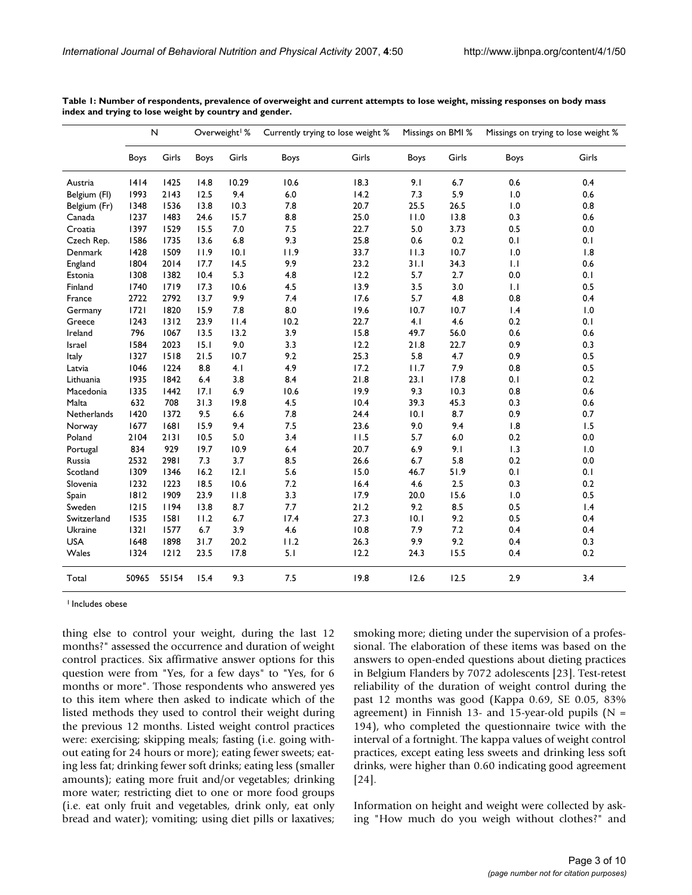**Table 1: Number of respondents, prevalence of overweight and current attempts to lose weight, missing responses on body mass index and trying to lose weight by country and gender.**

| | N | | Overweight[1] % | | Currently trying to lose weight % | | Missings on BMI % | | Missings on trying to lose weight % | |
|---|---|---|---|---|---|---|---|---|---|---|
| | Boys | Girls | Boys | Girls | Boys | Girls | Boys | Girls | Boys | Girls |
| Austria | 1414 | 1425 | 14.8 | 10.29 | 10.6 | 18.3 | 9.1 | 6.7 | 0.6 | 0.4 |
| Belgium (Fl) | 1993 | 2143 | 12.5 | 9.4 | 6.0 | 14.2 | 7.3 | 5.9 | 1.0 | 0.6 |
| Belgium (Fr) | 1348 | 1536 | 13.8 | 10.3 | 7.8 | 20.7 | 25.5 | 26.5 | 1.0 | 0.8 |
| Canada | 1237 | 1483 | 24.6 | 15.7 | 8.8 | 25.0 | 11.0 | 13.8 | 0.3 | 0.6 |
| Croatia | 1397 | 1529 | 15.5 | 7.0 | 7.5 | 22.7 | 5.0 | 3.73 | 0.5 | 0.0 |
| Czech Rep. | 1586 | 1735 | 13.6 | 6.8 | 9.3 | 25.8 | 0.6 | 0.2 | 0.1 | 0.1 |
| Denmark | 1428 | 1509 | 11.9 | 10.1 | 11.9 | 33.7 | 11.3 | 10.7 | 1.0 | 1.8 |
| England | 1804 | 2014 | 17.7 | 14.5 | 9.9 | 23.2 | 31.1 | 34.3 | 1.1 | 0.6 |
| Estonia | 1308 | 1382 | 10.4 | 5.3 | 4.8 | 12.2 | 5.7 | 2.7 | 0.0 | 0.1 |
| Finland | 1740 | 1719 | 17.3 | 10.6 | 4.5 | 13.9 | 3.5 | 3.0 | 1.1 | 0.5 |
| France | 2722 | 2792 | 13.7 | 9.9 | 7.4 | 17.6 | 5.7 | 4.8 | 0.8 | 0.4 |
| Germany | 1721 | 1820 | 15.9 | 7.8 | 8.0 | 19.6 | 10.7 | 10.7 | 1.4 | 1.0 |
| Greece | 1243 | 1312 | 23.9 | 11.4 | 10.2 | 22.7 | 4.1 | 4.6 | 0.2 | 0.1 |
| Ireland | 796 | 1067 | 13.5 | 13.2 | 3.9 | 15.8 | 49.7 | 56.0 | 0.6 | 0.6 |
| Israel | 1584 | 2023 | 15.1 | 9.0 | 3.3 | 12.2 | 21.8 | 22.7 | 0.9 | 0.3 |
| Italy | 1327 | 1518 | 21.5 | 10.7 | 9.2 | 25.3 | 5.8 | 4.7 | 0.9 | 0.5 |
| Latvia | 1046 | 1224 | 8.8 | 4.1 | 4.9 | 17.2 | 11.7 | 7.9 | 0.8 | 0.5 |
| Lithuania | 1935 | 1842 | 6.4 | 3.8 | 8.4 | 21.8 | 23.1 | 17.8 | 0.1 | 0.2 |
| Macedonia | 1335 | 1442 | 17.1 | 6.9 | 10.6 | 19.9 | 9.3 | 10.3 | 0.8 | 0.6 |
| Malta | 632 | 708 | 31.3 | 19.8 | 4.5 | 10.4 | 39.3 | 45.3 | 0.3 | 0.6 |
| Netherlands | 1420 | 1372 | 9.5 | 6.6 | 7.8 | 24.4 | 10.1 | 8.7 | 0.9 | 0.7 |
| Norway | 1677 | 1681 | 15.9 | 9.4 | 7.5 | 23.6 | 9.0 | 9.4 | 1.8 | 1.5 |
| Poland | 2104 | 2131 | 10.5 | 5.0 | 3.4 | 11.5 | 5.7 | 6.0 | 0.2 | 0.0 |
| Portugal | 834 | 929 | 19.7 | 10.9 | 6.4 | 20.7 | 6.9 | 9.1 | 1.3 | 1.0 |
| Russia | 2532 | 2981 | 7.3 | 3.7 | 8.5 | 26.6 | 6.7 | 5.8 | 0.2 | 0.0 |
| Scotland | 1309 | 1346 | 16.2 | 12.1 | 5.6 | 15.0 | 46.7 | 51.9 | 0.1 | 0.1 |
| Slovenia | 1232 | 1223 | 18.5 | 10.6 | 7.2 | 16.4 | 4.6 | 2.5 | 0.3 | 0.2 |
| Spain | 1812 | 1909 | 23.9 | 11.8 | 3.3 | 17.9 | 20.0 | 15.6 | 1.0 | 0.5 |
| Sweden | 1215 | 1194 | 13.8 | 8.7 | 7.7 | 21.2 | 9.2 | 8.5 | 0.5 | 1.4 |
| Switzerland | 1535 | 1581 | 11.2 | 6.7 | 17.4 | 27.3 | 10.1 | 9.2 | 0.5 | 0.4 |
| Ukraine | 1321 | 1577 | 6.7 | 3.9 | 4.6 | 10.8 | 7.9 | 7.2 | 0.4 | 0.4 |
| USA | 1648 | 1898 | 31.7 | 20.2 | 11.2 | 26.3 | 9.9 | 9.2 | 0.4 | 0.3 |
| Wales | 1324 | 1212 | 23.5 | 17.8 | 5.1 | 12.2 | 24.3 | 15.5 | 0.4 | 0.2 |
| Total | 50965 | 55154 | 15.4 | 9.3 | 7.5 | 19.8 | 12.6 | 12.5 | 2.9 | 3.4 |

[1] Includes obese

thing else to control your weight, during the last 12 months?" assessed the occurrence and duration of weight control practices. Six affirmative answer options for this question were from "Yes, for a few days" to "Yes, for 6 months or more". Those respondents who answered yes to this item where then asked to indicate which of the listed methods they used to control their weight during the previous 12 months. Listed weight control practices were: exercising; skipping meals; fasting (i.e. going without eating for 24 hours or more); eating fewer sweets; eating less fat; drinking fewer soft drinks; eating less (smaller amounts); eating more fruit and/or vegetables; drinking more water; restricting diet to one or more food groups (i.e. eat only fruit and vegetables, drink only, eat only bread and water); vomiting; using diet pills or laxatives; smoking more; dieting under the supervision of a professional. The elaboration of these items was based on the answers to open-ended questions about dieting practices in Belgium Flanders by 7072 adolescents [23]. Test-retest reliability of the duration of weight control during the past 12 months was good (Kappa 0.69, SE 0.05, 83% agreement) in Finnish 13- and 15-year-old pupils (N = 194), who completed the questionnaire twice with the interval of a fortnight. The kappa values of weight control practices, except eating less sweets and drinking less soft drinks, were higher than 0.60 indicating good agreement [24].

Information on height and weight were collected by asking "How much do you weigh without clothes?" and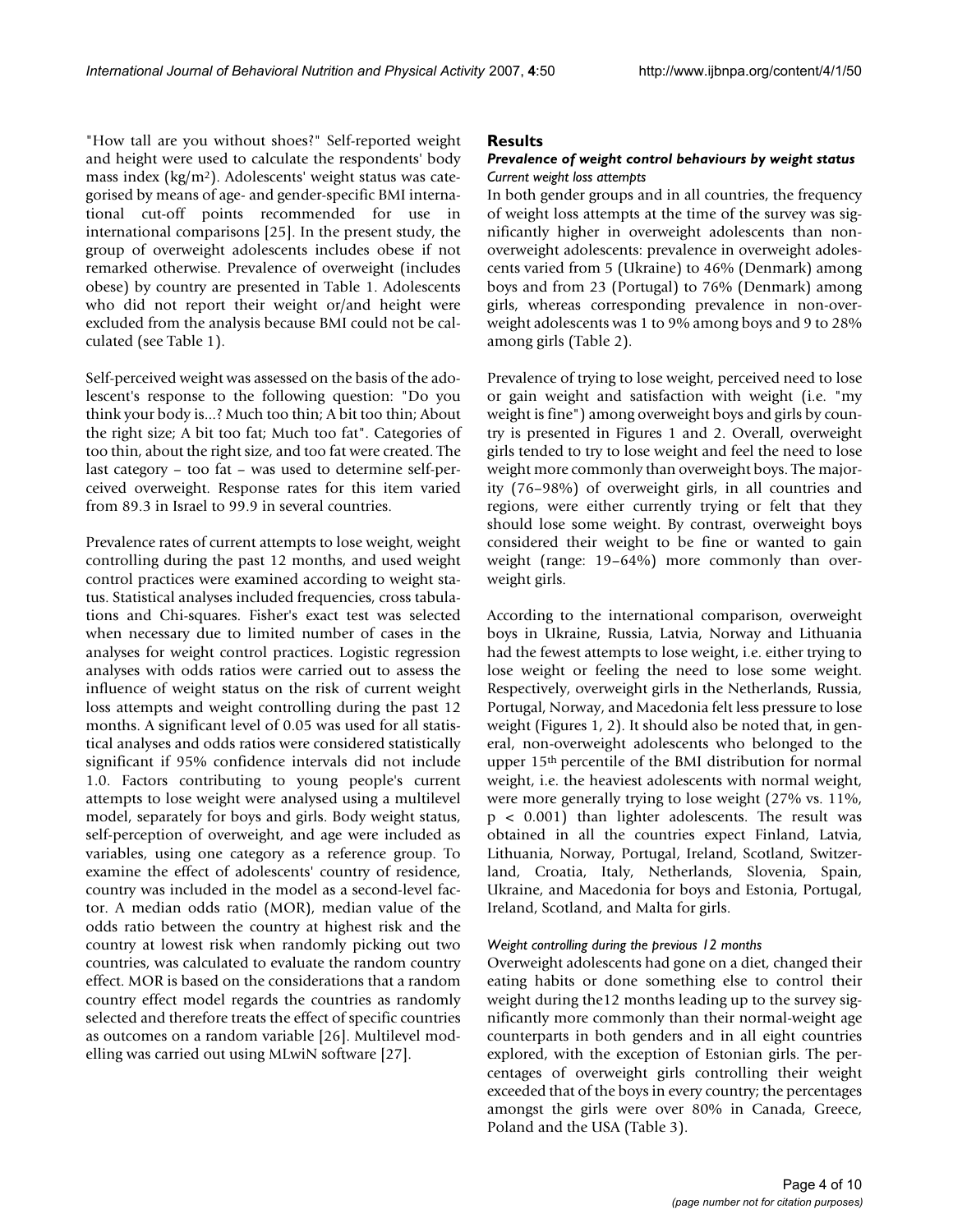"How tall are you without shoes?" Self-reported weight and height were used to calculate the respondents' body mass index (kg/m$^2$). Adolescents' weight status was categorised by means of age- and gender-specific BMI international cut-off points recommended for use in international comparisons [25]. In the present study, the group of overweight adolescents includes obese if not remarked otherwise. Prevalence of overweight (includes obese) by country are presented in Table 1. Adolescents who did not report their weight or/and height were excluded from the analysis because BMI could not be calculated (see Table 1).

Self-perceived weight was assessed on the basis of the adolescent's response to the following question: "Do you think your body is...? Much too thin; A bit too thin; About the right size; A bit too fat; Much too fat". Categories of too thin, about the right size, and too fat were created. The last category – too fat – was used to determine self-perceived overweight. Response rates for this item varied from 89.3 in Israel to 99.9 in several countries.

Prevalence rates of current attempts to lose weight, weight controlling during the past 12 months, and used weight control practices were examined according to weight status. Statistical analyses included frequencies, cross tabulations and Chi-squares. Fisher's exact test was selected when necessary due to limited number of cases in the analyses for weight control practices. Logistic regression analyses with odds ratios were carried out to assess the influence of weight status on the risk of current weight loss attempts and weight controlling during the past 12 months. A significant level of 0.05 was used for all statistical analyses and odds ratios were considered statistically significant if 95% confidence intervals did not include 1.0. Factors contributing to young people's current attempts to lose weight were analysed using a multilevel model, separately for boys and girls. Body weight status, self-perception of overweight, and age were included as variables, using one category as a reference group. To examine the effect of adolescents' country of residence, country was included in the model as a second-level factor. A median odds ratio (MOR), median value of the odds ratio between the country at highest risk and the country at lowest risk when randomly picking out two countries, was calculated to evaluate the random country effect. MOR is based on the considerations that a random country effect model regards the countries as randomly selected and therefore treats the effect of specific countries as outcomes on a random variable [26]. Multilevel modelling was carried out using MLwiN software [27].

## Results

### Prevalence of weight control behaviours by weight status

*Current weight loss attempts*

In both gender groups and in all countries, the frequency of weight loss attempts at the time of the survey was significantly higher in overweight adolescents than non-overweight adolescents: prevalence in overweight adolescents varied from 5 (Ukraine) to 46% (Denmark) among boys and from 23 (Portugal) to 76% (Denmark) among girls, whereas corresponding prevalence in non-overweight adolescents was 1 to 9% among boys and 9 to 28% among girls (Table 2).

Prevalence of trying to lose weight, perceived need to lose or gain weight and satisfaction with weight (i.e. "my weight is fine") among overweight boys and girls by country is presented in Figures 1 and 2. Overall, overweight girls tended to try to lose weight and feel the need to lose weight more commonly than overweight boys. The majority (76–98%) of overweight girls, in all countries and regions, were either currently trying or felt that they should lose some weight. By contrast, overweight boys considered their weight to be fine or wanted to gain weight (range: 19–64%) more commonly than overweight girls.

According to the international comparison, overweight boys in Ukraine, Russia, Latvia, Norway and Lithuania had the fewest attempts to lose weight, i.e. either trying to lose weight or feeling the need to lose some weight. Respectively, overweight girls in the Netherlands, Russia, Portugal, Norway, and Macedonia felt less pressure to lose weight (Figures 1, 2). It should also be noted that, in general, non-overweight adolescents who belonged to the upper 15th percentile of the BMI distribution for normal weight, i.e. the heaviest adolescents with normal weight, were more generally trying to lose weight (27% vs. 11%, $p < 0.001$) than lighter adolescents. The result was obtained in all the countries expect Finland, Latvia, Lithuania, Norway, Portugal, Ireland, Scotland, Switzerland, Croatia, Italy, Netherlands, Slovenia, Spain, Ukraine, and Macedonia for boys and Estonia, Portugal, Ireland, Scotland, and Malta for girls.

*Weight controlling during the previous 12 months*

Overweight adolescents had gone on a diet, changed their eating habits or done something else to control their weight during the12 months leading up to the survey significantly more commonly than their normal-weight age counterparts in both genders and in all eight countries explored, with the exception of Estonian girls. The percentages of overweight girls controlling their weight exceeded that of the boys in every country; the percentages amongst the girls were over 80% in Canada, Greece, Poland and the USA (Table 3).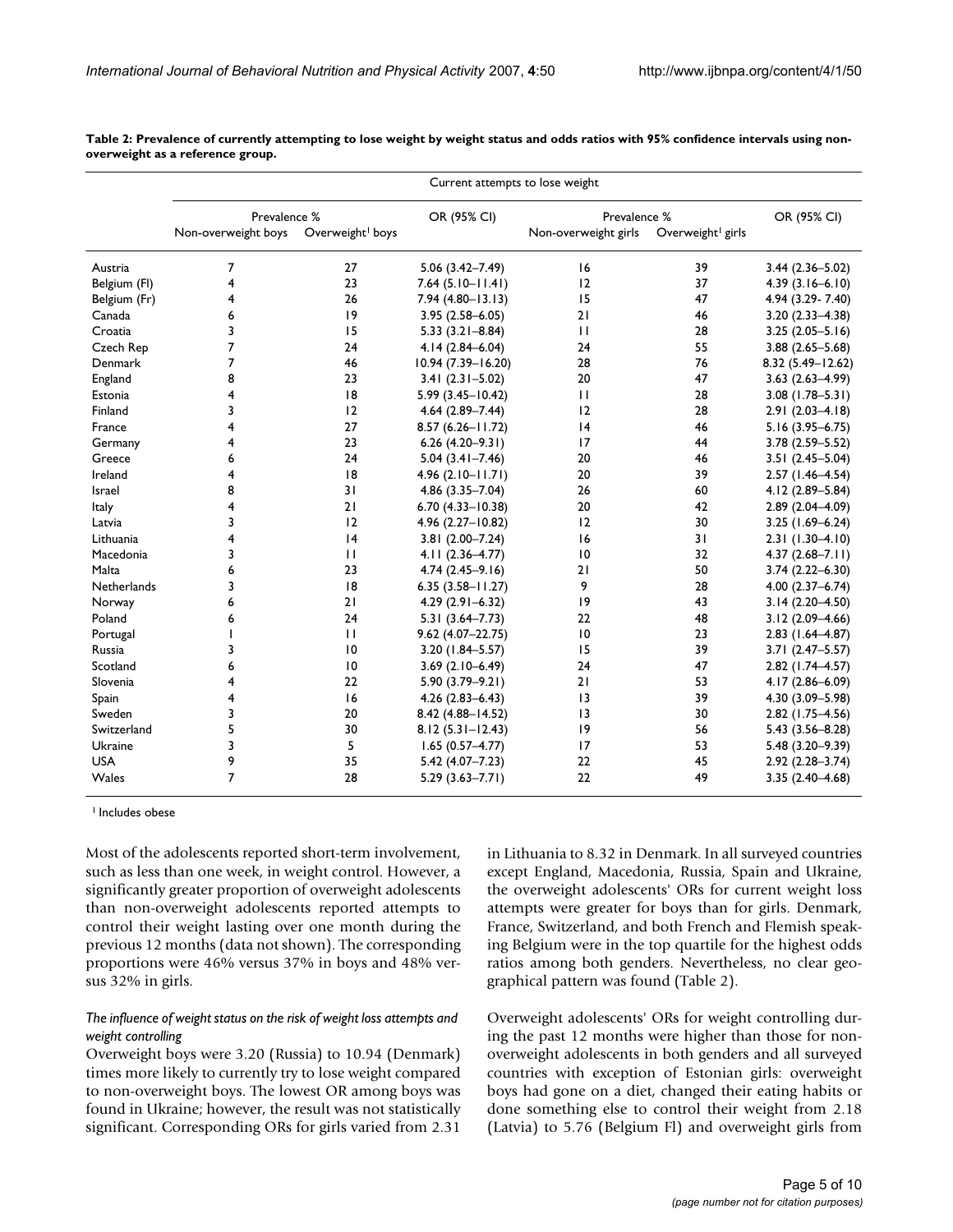**Table 2: Prevalence of currently attempting to lose weight by weight status and odds ratios with 95% confidence intervals using non-overweight as a reference group.**

| | Current attempts to lose weight | | | | | |
|---|---|---|---|---|---|---|
| | Prevalence % | | OR (95% CI) | Prevalence % | | OR (95% CI) |
| | Non-overweight boys | Overweight[1] boys | | Non-overweight girls | Overweight[1] girls | |
| Austria | 7 | 27 | 5.06 (3.42–7.49) | 16 | 39 | 3.44 (2.36–5.02) |
| Belgium (Fl) | 4 | 23 | 7.64 (5.10–11.41) | 12 | 37 | 4.39 (3.16–6.10) |
| Belgium (Fr) | 4 | 26 | 7.94 (4.80–13.13) | 15 | 47 | 4.94 (3.29- 7.40) |
| Canada | 6 | 19 | 3.95 (2.58–6.05) | 21 | 46 | 3.20 (2.33–4.38) |
| Croatia | 3 | 15 | 5.33 (3.21–8.84) | 11 | 28 | 3.25 (2.05–5.16) |
| Czech Rep | 7 | 24 | 4.14 (2.84–6.04) | 24 | 55 | 3.88 (2.65–5.68) |
| Denmark | 7 | 46 | 10.94 (7.39–16.20) | 28 | 76 | 8.32 (5.49–12.62) |
| England | 8 | 23 | 3.41 (2.31–5.02) | 20 | 47 | 3.63 (2.63–4.99) |
| Estonia | 4 | 18 | 5.99 (3.45–10.42) | 11 | 28 | 3.08 (1.78–5.31) |
| Finland | 3 | 12 | 4.64 (2.89–7.44) | 12 | 28 | 2.91 (2.03–4.18) |
| France | 4 | 27 | 8.57 (6.26–11.72) | 14 | 46 | 5.16 (3.95–6.75) |
| Germany | 4 | 23 | 6.26 (4.20–9.31) | 17 | 44 | 3.78 (2.59–5.52) |
| Greece | 6 | 24 | 5.04 (3.41–7.46) | 20 | 46 | 3.51 (2.45–5.04) |
| Ireland | 4 | 18 | 4.96 (2.10–11.71) | 20 | 39 | 2.57 (1.46–4.54) |
| Israel | 8 | 31 | 4.86 (3.35–7.04) | 26 | 60 | 4.12 (2.89–5.84) |
| Italy | 4 | 21 | 6.70 (4.33–10.38) | 20 | 42 | 2.89 (2.04–4.09) |
| Latvia | 3 | 12 | 4.96 (2.27–10.82) | 12 | 30 | 3.25 (1.69–6.24) |
| Lithuania | 4 | 14 | 3.81 (2.00–7.24) | 16 | 31 | 2.31 (1.30–4.10) |
| Macedonia | 3 | 11 | 4.11 (2.36–4.77) | 10 | 32 | 4.37 (2.68–7.11) |
| Malta | 6 | 23 | 4.74 (2.45–9.16) | 21 | 50 | 3.74 (2.22–6.30) |
| Netherlands | 3 | 18 | 6.35 (3.58–11.27) | 9 | 28 | 4.00 (2.37–6.74) |
| Norway | 6 | 21 | 4.29 (2.91–6.32) | 19 | 43 | 3.14 (2.20–4.50) |
| Poland | 6 | 24 | 5.31 (3.64–7.73) | 22 | 48 | 3.12 (2.09–4.66) |
| Portugal | 1 | 11 | 9.62 (4.07–22.75) | 10 | 23 | 2.83 (1.64–4.87) |
| Russia | 3 | 10 | 3.20 (1.84–5.57) | 15 | 39 | 3.71 (2.47–5.57) |
| Scotland | 6 | 10 | 3.69 (2.10–6.49) | 24 | 47 | 2.82 (1.74–4.57) |
| Slovenia | 4 | 22 | 5.90 (3.79–9.21) | 21 | 53 | 4.17 (2.86–6.09) |
| Spain | 4 | 16 | 4.26 (2.83–6.43) | 13 | 39 | 4.30 (3.09–5.98) |
| Sweden | 3 | 20 | 8.42 (4.88–14.52) | 13 | 30 | 2.82 (1.75–4.56) |
| Switzerland | 5 | 30 | 8.12 (5.31–12.43) | 19 | 56 | 5.43 (3.56–8.28) |
| Ukraine | 3 | 5 | 1.65 (0.57–4.77) | 17 | 53 | 5.48 (3.20–9.39) |
| USA | 9 | 35 | 5.42 (4.07–7.23) | 22 | 45 | 2.92 (2.28–3.74) |
| Wales | 7 | 28 | 5.29 (3.63–7.71) | 22 | 49 | 3.35 (2.40–4.68) |

[1] Includes obese

Most of the adolescents reported short-term involvement, such as less than one week, in weight control. However, a significantly greater proportion of overweight adolescents than non-overweight adolescents reported attempts to control their weight lasting over one month during the previous 12 months (data not shown). The corresponding proportions were 46% versus 37% in boys and 48% versus 32% in girls.

### *The influence of weight status on the risk of weight loss attempts and weight controlling*

Overweight boys were 3.20 (Russia) to 10.94 (Denmark) times more likely to currently try to lose weight compared to non-overweight boys. The lowest OR among boys was found in Ukraine; however, the result was not statistically significant. Corresponding ORs for girls varied from 2.31 in Lithuania to 8.32 in Denmark. In all surveyed countries except England, Macedonia, Russia, Spain and Ukraine, the overweight adolescents' ORs for current weight loss attempts were greater for boys than for girls. Denmark, France, Switzerland, and both French and Flemish speaking Belgium were in the top quartile for the highest odds ratios among both genders. Nevertheless, no clear geographical pattern was found (Table 2).

Overweight adolescents' ORs for weight controlling during the past 12 months were higher than those for non-overweight adolescents in both genders and all surveyed countries with exception of Estonian girls: overweight boys had gone on a diet, changed their eating habits or done something else to control their weight from 2.18 (Latvia) to 5.76 (Belgium Fl) and overweight girls from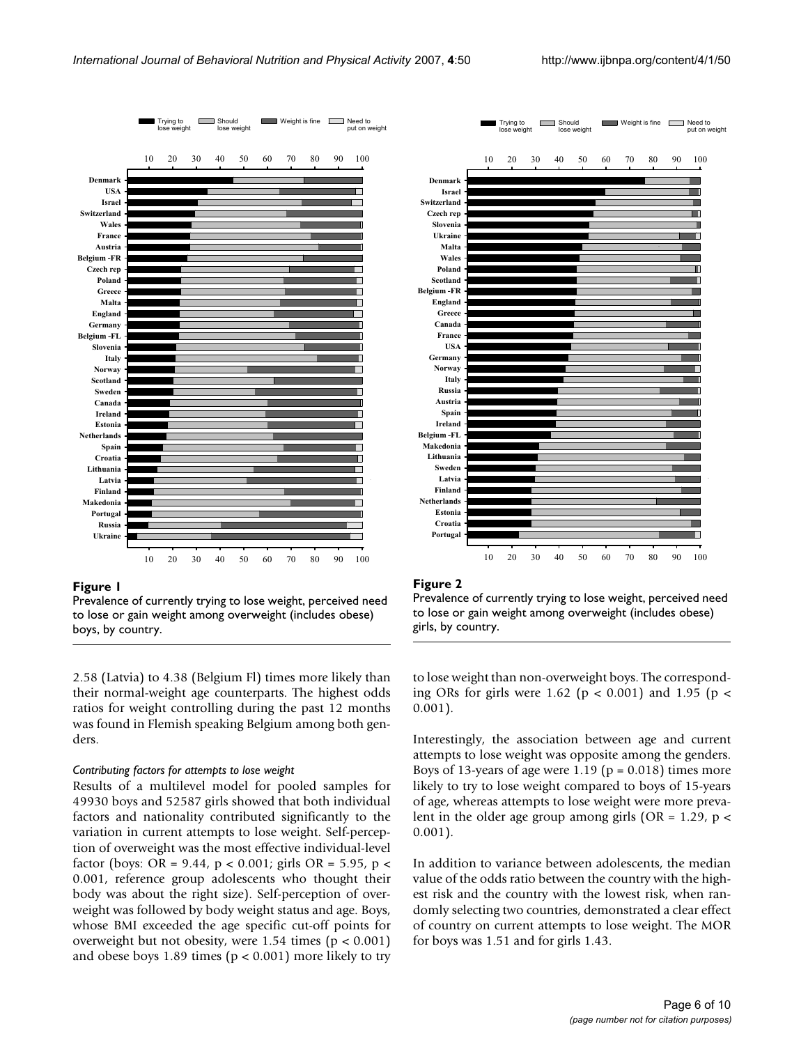**Figure 1**

Prevalence of currently trying to lose weight, perceived need to lose or gain weight among overweight (includes obese) boys, by country.

**Figure 2**

Prevalence of currently trying to lose weight, perceived need to lose or gain weight among overweight (includes obese) girls, by country.

2.58 (Latvia) to 4.38 (Belgium Fl) times more likely than their normal-weight age counterparts. The highest odds ratios for weight controlling during the past 12 months was found in Flemish speaking Belgium among both genders.

*Contributing factors for attempts to lose weight*

Results of a multilevel model for pooled samples for 49930 boys and 52587 girls showed that both individual factors and nationality contributed significantly to the variation in current attempts to lose weight. Self-perception of overweight was the most effective individual-level factor (boys: OR = 9.44, $p < 0.001$; girls OR = 5.95, $p < 0.001$, reference group adolescents who thought their body was about the right size). Self-perception of overweight was followed by body weight status and age. Boys, whose BMI exceeded the age specific cut-off points for overweight but not obesity, were 1.54 times ($p < 0.001$) and obese boys 1.89 times ($p < 0.001$) more likely to try to lose weight than non-overweight boys. The corresponding ORs for girls were 1.62 ($p < 0.001$) and 1.95 ($p < 0.001$).

Interestingly, the association between age and current attempts to lose weight was opposite among the genders. Boys of 13-years of age were 1.19 ($p = 0.018$) times more likely to try to lose weight compared to boys of 15-years of age, whereas attempts to lose weight were more prevalent in the older age group among girls (OR = 1.29, $p < 0.001$).

In addition to variance between adolescents, the median value of the odds ratio between the country with the highest risk and the country with the lowest risk, when randomly selecting two countries, demonstrated a clear effect of country on current attempts to lose weight. The MOR for boys was 1.51 and for girls 1.43.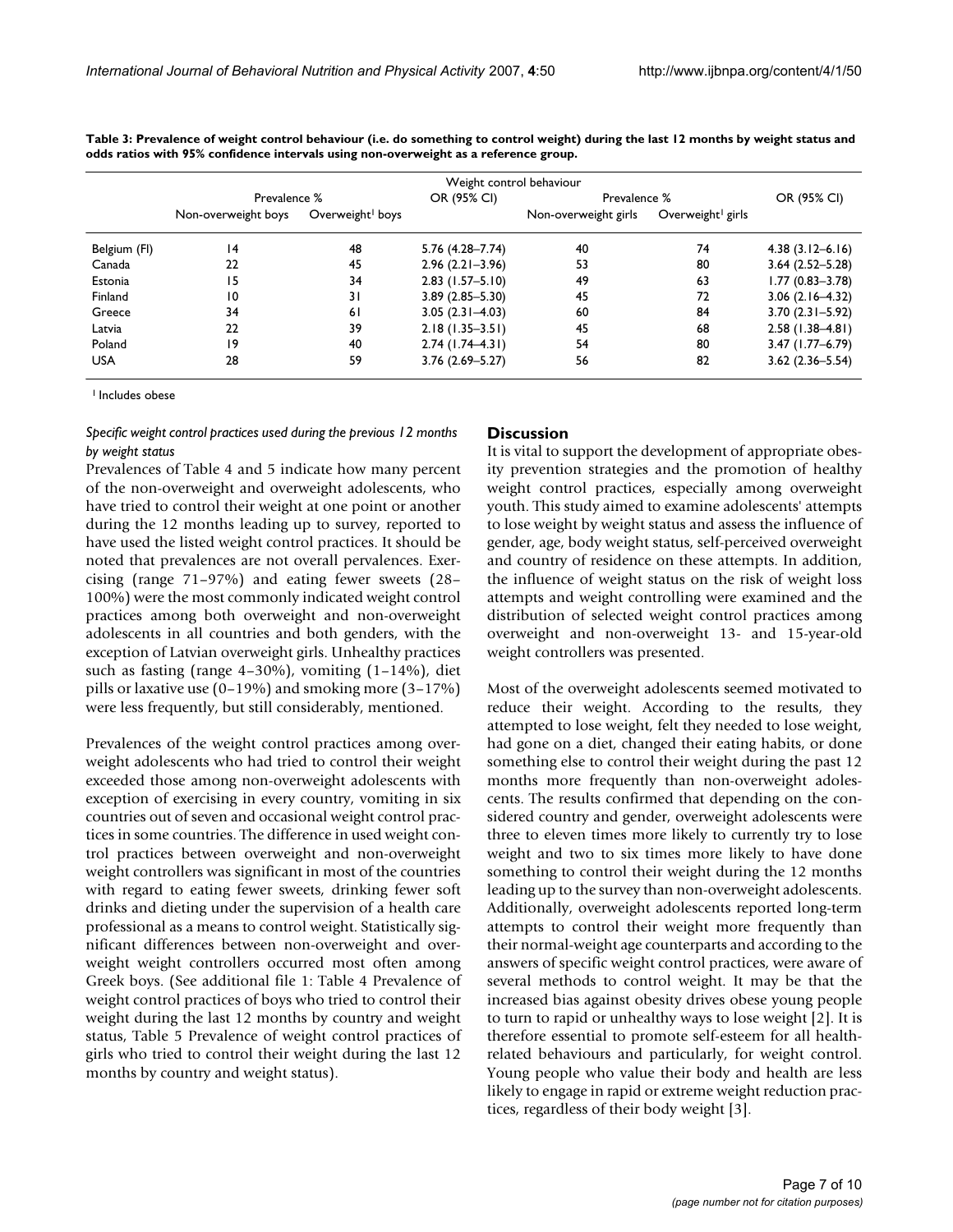**Table 3: Prevalence of weight control behaviour (i.e. do something to control weight) during the last 12 months by weight status and odds ratios with 95% confidence intervals using non-overweight as a reference group.**

| | Weight control behaviour | | | | | |
|---|---|---|---|---|---|---|
| | Prevalence % | | OR (95% CI) | Prevalence % | | OR (95% CI) |
| | Non-overweight boys | Overweight[1] boys | | Non-overweight girls | Overweight[1] girls | |
| Belgium (Fl) | 14 | 48 | 5.76 (4.28–7.74) | 40 | 74 | 4.38 (3.12–6.16) |
| Canada | 22 | 45 | 2.96 (2.21–3.96) | 53 | 80 | 3.64 (2.52–5.28) |
| Estonia | 15 | 34 | 2.83 (1.57–5.10) | 49 | 63 | 1.77 (0.83–3.78) |
| Finland | 10 | 31 | 3.89 (2.85–5.30) | 45 | 72 | 3.06 (2.16–4.32) |
| Greece | 34 | 61 | 3.05 (2.31–4.03) | 60 | 84 | 3.70 (2.31–5.92) |
| Latvia | 22 | 39 | 2.18 (1.35–3.51) | 45 | 68 | 2.58 (1.38–4.81) |
| Poland | 19 | 40 | 2.74 (1.74–4.31) | 54 | 80 | 3.47 (1.77–6.79) |
| USA | 28 | 59 | 3.76 (2.69–5.27) | 56 | 82 | 3.62 (2.36–5.54) |

[1] Includes obese

*Specific weight control practices used during the previous 12 months by weight status*

Prevalences of Table 4 and 5 indicate how many percent of the non-overweight and overweight adolescents, who have tried to control their weight at one point or another during the 12 months leading up to survey, reported to have used the listed weight control practices. It should be noted that prevalences are not overall pervalences. Exercising (range 71–97%) and eating fewer sweets (28–100%) were the most commonly indicated weight control practices among both overweight and non-overweight adolescents in all countries and both genders, with the exception of Latvian overweight girls. Unhealthy practices such as fasting (range 4–30%), vomiting (1–14%), diet pills or laxative use (0–19%) and smoking more (3–17%) were less frequently, but still considerably, mentioned.

Prevalences of the weight control practices among overweight adolescents who had tried to control their weight exceeded those among non-overweight adolescents with exception of exercising in every country, vomiting in six countries out of seven and occasional weight control practices in some countries. The difference in used weight control practices between overweight and non-overweight weight controllers was significant in most of the countries with regard to eating fewer sweets, drinking fewer soft drinks and dieting under the supervision of a health care professional as a means to control weight. Statistically significant differences between non-overweight and overweight weight controllers occurred most often among Greek boys. (See additional file 1: Table 4 Prevalence of weight control practices of boys who tried to control their weight during the last 12 months by country and weight status, Table 5 Prevalence of weight control practices of girls who tried to control their weight during the last 12 months by country and weight status).

## Discussion

It is vital to support the development of appropriate obesity prevention strategies and the promotion of healthy weight control practices, especially among overweight youth. This study aimed to examine adolescents' attempts to lose weight by weight status and assess the influence of gender, age, body weight status, self-perceived overweight and country of residence on these attempts. In addition, the influence of weight status on the risk of weight loss attempts and weight controlling were examined and the distribution of selected weight control practices among overweight and non-overweight 13- and 15-year-old weight controllers was presented.

Most of the overweight adolescents seemed motivated to reduce their weight. According to the results, they attempted to lose weight, felt they needed to lose weight, had gone on a diet, changed their eating habits, or done something else to control their weight during the past 12 months more frequently than non-overweight adolescents. The results confirmed that depending on the considered country and gender, overweight adolescents were three to eleven times more likely to currently try to lose weight and two to six times more likely to have done something to control their weight during the 12 months leading up to the survey than non-overweight adolescents. Additionally, overweight adolescents reported long-term attempts to control their weight more frequently than their normal-weight age counterparts and according to the answers of specific weight control practices, were aware of several methods to control weight. It may be that the increased bias against obesity drives obese young people to turn to rapid or unhealthy ways to lose weight [2]. It is therefore essential to promote self-esteem for all health-related behaviours and particularly, for weight control. Young people who value their body and health are less likely to engage in rapid or extreme weight reduction practices, regardless of their body weight [3].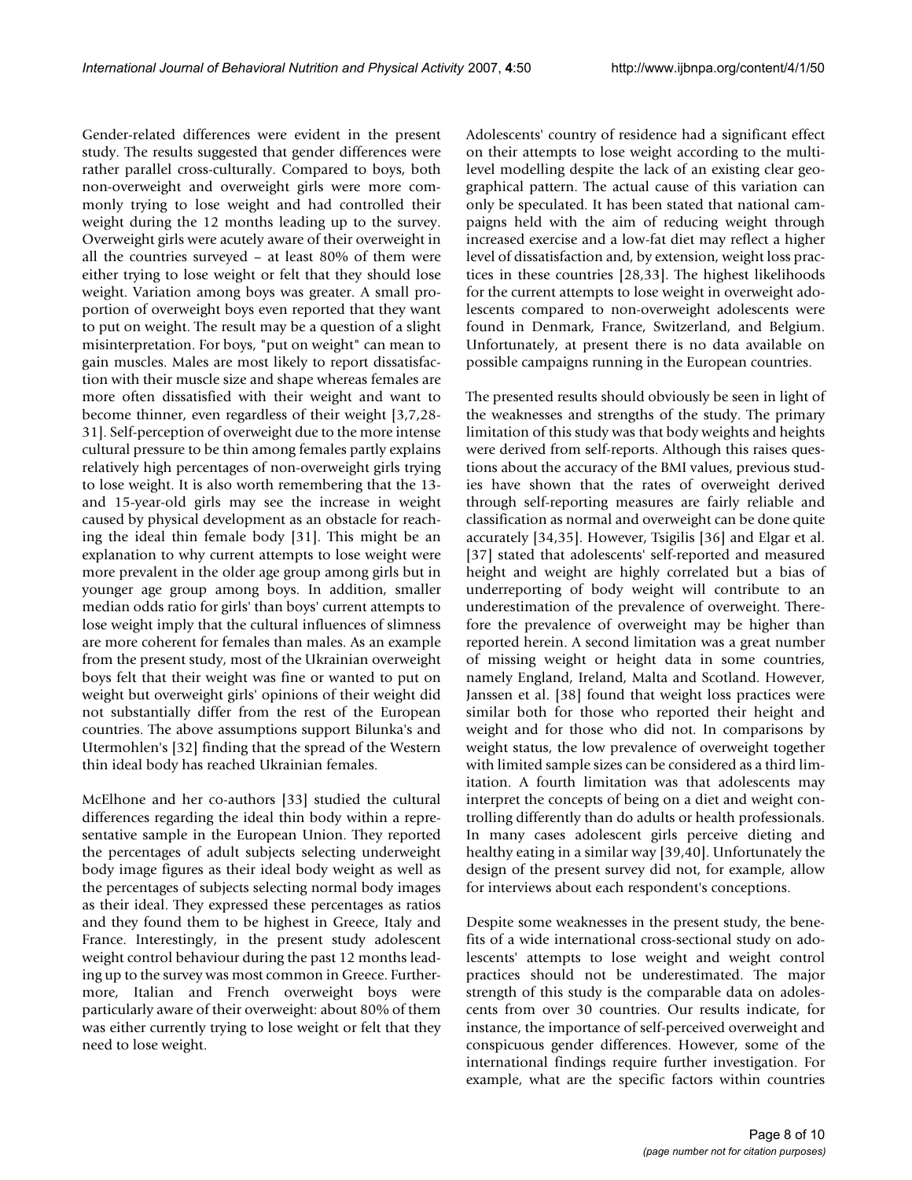Gender-related differences were evident in the present study. The results suggested that gender differences were rather parallel cross-culturally. Compared to boys, both non-overweight and overweight girls were more commonly trying to lose weight and had controlled their weight during the 12 months leading up to the survey. Overweight girls were acutely aware of their overweight in all the countries surveyed – at least 80% of them were either trying to lose weight or felt that they should lose weight. Variation among boys was greater. A small proportion of overweight boys even reported that they want to put on weight. The result may be a question of a slight misinterpretation. For boys, "put on weight" can mean to gain muscles. Males are most likely to report dissatisfaction with their muscle size and shape whereas females are more often dissatisfied with their weight and want to become thinner, even regardless of their weight [3,7,28-31]. Self-perception of overweight due to the more intense cultural pressure to be thin among females partly explains relatively high percentages of non-overweight girls trying to lose weight. It is also worth remembering that the 13- and 15-year-old girls may see the increase in weight caused by physical development as an obstacle for reaching the ideal thin female body [31]. This might be an explanation to why current attempts to lose weight were more prevalent in the older age group among girls but in younger age group among boys. In addition, smaller median odds ratio for girls' than boys' current attempts to lose weight imply that the cultural influences of slimness are more coherent for females than males. As an example from the present study, most of the Ukrainian overweight boys felt that their weight was fine or wanted to put on weight but overweight girls' opinions of their weight did not substantially differ from the rest of the European countries. The above assumptions support Bilunka's and Utermohlen's [32] finding that the spread of the Western thin ideal body has reached Ukrainian females.

McElhone and her co-authors [33] studied the cultural differences regarding the ideal thin body within a representative sample in the European Union. They reported the percentages of adult subjects selecting underweight body image figures as their ideal body weight as well as the percentages of subjects selecting normal body images as their ideal. They expressed these percentages as ratios and they found them to be highest in Greece, Italy and France. Interestingly, in the present study adolescent weight control behaviour during the past 12 months leading up to the survey was most common in Greece. Furthermore, Italian and French overweight boys were particularly aware of their overweight: about 80% of them was either currently trying to lose weight or felt that they need to lose weight.

Adolescents' country of residence had a significant effect on their attempts to lose weight according to the multilevel modelling despite the lack of an existing clear geographical pattern. The actual cause of this variation can only be speculated. It has been stated that national campaigns held with the aim of reducing weight through increased exercise and a low-fat diet may reflect a higher level of dissatisfaction and, by extension, weight loss practices in these countries [28,33]. The highest likelihoods for the current attempts to lose weight in overweight adolescents compared to non-overweight adolescents were found in Denmark, France, Switzerland, and Belgium. Unfortunately, at present there is no data available on possible campaigns running in the European countries.

The presented results should obviously be seen in light of the weaknesses and strengths of the study. The primary limitation of this study was that body weights and heights were derived from self-reports. Although this raises questions about the accuracy of the BMI values, previous studies have shown that the rates of overweight derived through self-reporting measures are fairly reliable and classification as normal and overweight can be done quite accurately [34,35]. However, Tsigilis [36] and Elgar et al. [37] stated that adolescents' self-reported and measured height and weight are highly correlated but a bias of underreporting of body weight will contribute to an underestimation of the prevalence of overweight. Therefore the prevalence of overweight may be higher than reported herein. A second limitation was a great number of missing weight or height data in some countries, namely England, Ireland, Malta and Scotland. However, Janssen et al. [38] found that weight loss practices were similar both for those who reported their height and weight and for those who did not. In comparisons by weight status, the low prevalence of overweight together with limited sample sizes can be considered as a third limitation. A fourth limitation was that adolescents may interpret the concepts of being on a diet and weight controlling differently than do adults or health professionals. In many cases adolescent girls perceive dieting and healthy eating in a similar way [39,40]. Unfortunately the design of the present survey did not, for example, allow for interviews about each respondent's conceptions.

Despite some weaknesses in the present study, the benefits of a wide international cross-sectional study on adolescents' attempts to lose weight and weight control practices should not be underestimated. The major strength of this study is the comparable data on adolescents from over 30 countries. Our results indicate, for instance, the importance of self-perceived overweight and conspicuous gender differences. However, some of the international findings require further investigation. For example, what are the specific factors within countries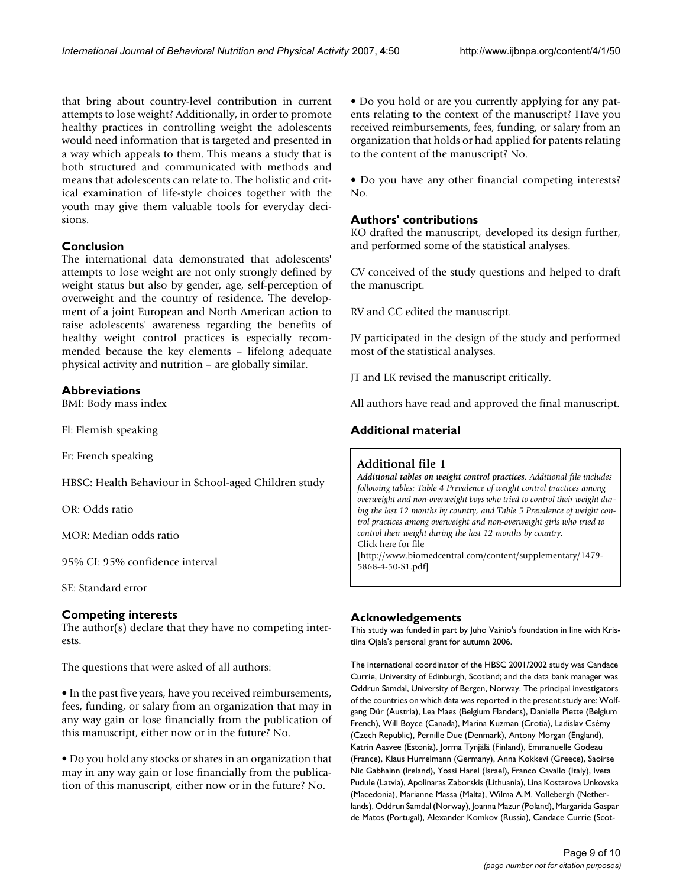that bring about country-level contribution in current attempts to lose weight? Additionally, in order to promote healthy practices in controlling weight the adolescents would need information that is targeted and presented in a way which appeals to them. This means a study that is both structured and communicated with methods and means that adolescents can relate to. The holistic and critical examination of life-style choices together with the youth may give them valuable tools for everyday decisions.

## Conclusion

The international data demonstrated that adolescents' attempts to lose weight are not only strongly defined by weight status but also by gender, age, self-perception of overweight and the country of residence. The development of a joint European and North American action to raise adolescents' awareness regarding the benefits of healthy weight control practices is especially recommended because the key elements – lifelong adequate physical activity and nutrition – are globally similar.

## Abbreviations

BMI: Body mass index

Fl: Flemish speaking

Fr: French speaking

HBSC: Health Behaviour in School-aged Children study

OR: Odds ratio

MOR: Median odds ratio

95% CI: 95% confidence interval

SE: Standard error

## Competing interests

The author(s) declare that they have no competing interests.

The questions that were asked of all authors:

• In the past five years, have you received reimbursements, fees, funding, or salary from an organization that may in any way gain or lose financially from the publication of this manuscript, either now or in the future? No.

• Do you hold any stocks or shares in an organization that may in any way gain or lose financially from the publication of this manuscript, either now or in the future? No.

• Do you hold or are you currently applying for any patents relating to the context of the manuscript? Have you received reimbursements, fees, funding, or salary from an organization that holds or had applied for patents relating to the content of the manuscript? No.

• Do you have any other financial competing interests? No.

## Authors' contributions

KO drafted the manuscript, developed its design further, and performed some of the statistical analyses.

CV conceived of the study questions and helped to draft the manuscript.

RV and CC edited the manuscript.

JV participated in the design of the study and performed most of the statistical analyses.

JT and LK revised the manuscript critically.

All authors have read and approved the final manuscript.

## Additional material

**Additional file 1**

***Additional tables on weight control practices.*** *Additional file includes following tables: Table 4 Prevalence of weight control practices among overweight and non-overweight boys who tried to control their weight during the last 12 months by country, and Table 5 Prevalence of weight control practices among overweight and non-overweight girls who tried to control their weight during the last 12 months by country.*
Click here for file
[http://www.biomedcentral.com/content/supplementary/1479-5868-4-50-S1.pdf]

## Acknowledgements

This study was funded in part by Juho Vainio's foundation in line with Kristiina Ojala's personal grant for autumn 2006.

The international coordinator of the HBSC 2001/2002 study was Candace Currie, University of Edinburgh, Scotland; and the data bank manager was Oddrun Samdal, University of Bergen, Norway. The principal investigators of the countries on which data was reported in the present study are: Wolfgang Dür (Austria), Lea Maes (Belgium Flanders), Danielle Piette (Belgium French), Will Boyce (Canada), Marina Kuzman (Crotia), Ladislav Csémy (Czech Republic), Pernille Due (Denmark), Antony Morgan (England), Katrin Aasvee (Estonia), Jorma Tynjälä (Finland), Emmanuelle Godeau (France), Klaus Hurrelmann (Germany), Anna Kokkevi (Greece), Saoirse Nic Gabhainn (Ireland), Yossi Harel (Israel), Franco Cavallo (Italy), Iveta Pudule (Latvia), Apolinaras Zaborskis (Lithuania), Lina Kostarova Unkovska (Macedonia), Marianne Massa (Malta), Wilma A.M. Vollebergh (Netherlands), Oddrun Samdal (Norway), Joanna Mazur (Poland), Margarida Gaspar de Matos (Portugal), Alexander Komkov (Russia), Candace Currie (Scot-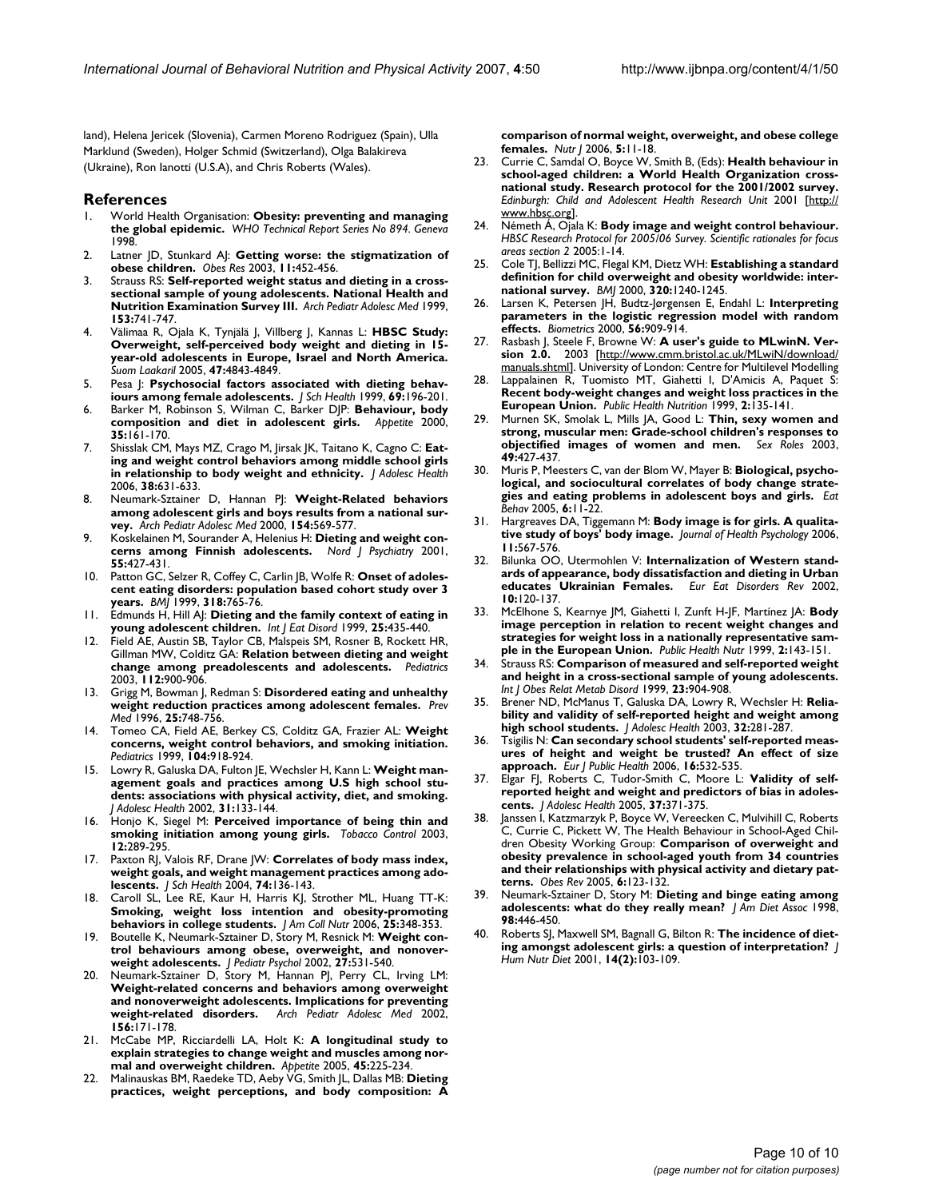land), Helena Jericek (Slovenia), Carmen Moreno Rodriguez (Spain), Ulla Marklund (Sweden), Holger Schmid (Switzerland), Olga Balakireva (Ukraine), Ron Ianotti (U.S.A), and Chris Roberts (Wales).

## References

1. World Health Organisation: **Obesity: preventing and managing the global epidemic.** *WHO Technical Report Series No 894. Geneva* 1998.
2. Latner JD, Stunkard AJ: **Getting worse: the stigmatization of obese children.** *Obes Res* 2003, **11:**452-456.
3. Strauss RS: **Self-reported weight status and dieting in a cross-sectional sample of young adolescents. National Health and Nutrition Examination Survey III.** *Arch Pediatr Adolesc Med* 1999, **153:**741-747.
4. Välimaa R, Ojala K, Tynjälä J, Villberg J, Kannas L: **HBSC Study: Overweight, self-perceived body weight and dieting in 15-year-old adolescents in Europe, Israel and North America.** *Suom Laakaril* 2005, **47:**4843-4849.
5. Pesa J: **Psychosocial factors associated with dieting behaviours among female adolescents.** *J Sch Health* 1999, **69:**196-201.
6. Barker M, Robinson S, Wilman C, Barker DJP: **Behaviour, body composition and diet in adolescent girls.** *Appetite* 2000, **35:**161-170.
7. Shisslak CM, Mays MZ, Crago M, Jirsak JK, Taitano K, Cagno C: **Eating and weight control behaviors among middle school girls in relationship to body weight and ethnicity.** *J Adolesc Health* 2006, **38:**631-633.
8. Neumark-Sztainer D, Hannan PJ: **Weight-Related behaviors among adolescent girls and boys results from a national survey.** *Arch Pediatr Adolesc Med* 2000, **154:**569-577.
9. Koskelainen M, Sourander A, Helenius H: **Dieting and weight concerns among Finnish adolescents.** *Nord J Psychiatry* 2001, **55:**427-431.
10. Patton GC, Selzer R, Coffey C, Carlin JB, Wolfe R: **Onset of adolescent eating disorders: population based cohort study over 3 years.** *BMJ* 1999, **318:**765-76.
11. Edmunds H, Hill AJ: **Dieting and the family context of eating in young adolescent children.** *Int J Eat Disord* 1999, **25:**435-440.
12. Field AE, Austin SB, Taylor CB, Malspeis SM, Rosner B, Rockett HR, Gillman MW, Colditz GA: **Relation between dieting and weight change among preadolescents and adolescents.** *Pediatrics* 2003, **112:**900-906.
13. Grigg M, Bowman J, Redman S: **Disordered eating and unhealthy weight reduction practices among adolescent females.** *Prev Med* 1996, **25:**748-756.
14. Tomeo CA, Field AE, Berkey CS, Colditz GA, Frazier AL: **Weight concerns, weight control behaviors, and smoking initiation.** *Pediatrics* 1999, **104:**918-924.
15. Lowry R, Galuska DA, Fulton JE, Wechsler H, Kann L: **Weight management goals and practices among U.S high school students: associations with physical activity, diet, and smoking.** *J Adolesc Health* 2002, **31:**133-144.
16. Honjo K, Siegel M: **Perceived importance of being thin and smoking initiation among young girls.** *Tobacco Control* 2003, **12:**289-295.
17. Paxton RJ, Valois RF, Drane JW: **Correlates of body mass index, weight goals, and weight management practices among adolescents.** *J Sch Health* 2004, **74:**136-143.
18. Caroll SL, Lee RE, Kaur H, Harris KJ, Strother ML, Huang TT-K: **Smoking, weight loss intention and obesity-promoting behaviors in college students.** *J Am Coll Nutr* 2006, **25:**348-353.
19. Boutelle K, Neumark-Sztainer D, Story M, Resnick M: **Weight control behaviours among obese, overweight, and nonoverweight adolescents.** *J Pediatr Psychol* 2002, **27:**531-540.
20. Neumark-Sztainer D, Story M, Hannan PJ, Perry CL, Irving LM: **Weight-related concerns and behaviors among overweight and nonoverweight adolescents. Implications for preventing weight-related disorders.** *Arch Pediatr Adolesc Med* 2002, **156:**171-178.
21. McCabe MP, Ricciardelli LA, Holt K: **A longitudinal study to explain strategies to change weight and muscles among normal and overweight children.** *Appetite* 2005, **45:**225-234.
22. Malinauskas BM, Raedeke TD, Aeby VG, Smith JL, Dallas MB: **Dieting practices, weight perceptions, and body composition: A comparison of normal weight, overweight, and obese college females.** *Nutr J* 2006, **5:**11-18.
23. Currie C, Samdal O, Boyce W, Smith B, (Eds): **Health behaviour in school-aged children: a World Health Organization cross-national study. Research protocol for the 2001/2002 survey.** *Edinburgh: Child and Adolescent Health Research Unit* 2001 [http://www.hbsc.org].
24. Németh Á, Ojala K: **Body image and weight control behaviour.** *HBSC Research Protocol for 2005/06 Survey. Scientific rationales for focus areas section 2* 2005:1-14.
25. Cole TJ, Bellizzi MC, Flegal KM, Dietz WH: **Establishing a standard definition for child overweight and obesity worldwide: international survey.** *BMJ* 2000, **320:**1240-1245.
26. Larsen K, Petersen JH, Budtz-Jørgensen E, Endahl L: **Interpreting parameters in the logistic regression model with random effects.** *Biometrics* 2000, **56:**909-914.
27. Rasbash J, Steele F, Browne W: **A user's guide to MLwinN. Version 2.0.** 2003 [http://www.cmm.bristol.ac.uk/MLwiN/download/manuals.shtml]. University of London: Centre for Multilevel Modelling
28. Lappalainen R, Tuomisto MT, Giahetti I, D'Amicis A, Paquet S: **Recent body-weight changes and weight loss practices in the European Union.** *Public Health Nutrition* 1999, **2:**135-141.
29. Murnen SK, Smolak L, Mills JA, Good L: **Thin, sexy women and strong, muscular men: Grade-school children's responses to objectified images of women and men.** *Sex Roles* 2003, **49:**427-437.
30. Muris P, Meesters C, van der Blom W, Mayer B: **Biological, psychological, and sociocultural correlates of body change strategies and eating problems in adolescent boys and girls.** *Eat Behav* 2005, **6:**11-22.
31. Hargreaves DA, Tiggemann M: **Body image is for girls. A qualitative study of boys' body image.** *Journal of Health Psychology* 2006, **11:**567-576.
32. Bilunka OO, Utermohlen V: **Internalization of Western standards of appearance, body dissatisfaction and dieting in Urban educates Ukrainian Females.** *Eur Eat Disorders Rev* 2002, **10:**120-137.
33. McElhone S, Kearnye JM, Giahetti I, Zunft H-JF, Martínez JA: **Body image perception in relation to recent weight changes and strategies for weight loss in a nationally representative sample in the European Union.** *Public Health Nutr* 1999, **2:**143-151.
34. Strauss RS: **Comparison of measured and self-reported weight and height in a cross-sectional sample of young adolescents.** *Int J Obes Relat Metab Disord* 1999, **23:**904-908.
35. Brener ND, McManus T, Galuska DA, Lowry R, Wechsler H: **Reliability and validity of self-reported height and weight among high school students.** *J Adolesc Health* 2003, **32:**281-287.
36. Tsigilis N: **Can secondary school students' self-reported measures of height and weight be trusted? An effect of size approach.** *Eur J Public Health* 2006, **16:**532-535.
37. Elgar FJ, Roberts C, Tudor-Smith C, Moore L: **Validity of self-reported height and weight and predictors of bias in adolescents.** *J Adolesc Health* 2005, **37:**371-375.
38. Janssen I, Katzmarzyk P, Boyce W, Vereecken C, Mulvihill C, Roberts C, Currie C, Pickett W, The Health Behaviour in School-Aged Children Obesity Working Group: **Comparison of overweight and obesity prevalence in school-aged youth from 34 countries and their relationships with physical activity and dietary patterns.** *Obes Rev* 2005, **6:**123-132.
39. Neumark-Sztainer D, Story M: **Dieting and binge eating among adolescents: what do they really mean?** *J Am Diet Assoc* 1998, **98:**446-450.
40. Roberts SJ, Maxwell SM, Bagnall G, Bilton R: **The incidence of dieting amongst adolescent girls: a question of interpretation?** *J Hum Nutr Diet* 2001, **14(2):**103-109.